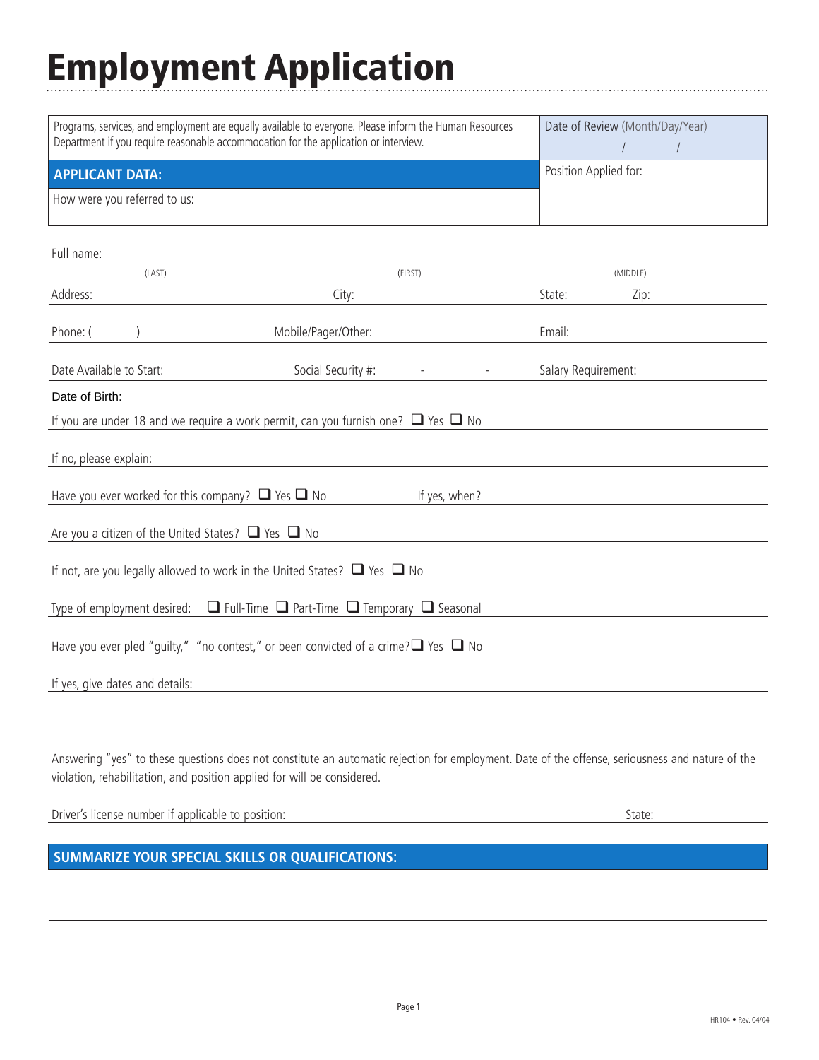# Employment Application

| Programs, services, and employment are equally available to everyone. Please inform the Human Resources Department if you require reasonable accommodation for the application or interview. | Date of Review (Month/Day/Year) / / |
|---|---|
| **APPLICANT DATA:** | Position Applied for: |
| How were you referred to us: | |

Full name:
(LAST) (FIRST) (MIDDLE)

Address: City: State: Zip:

Phone: ( ) Mobile/Pager/Other: Email:

Date Available to Start: Social Security #: - - Salary Requirement:

Date of Birth:

If you are under 18 and we require a work permit, can you furnish one? ☐ Yes ☐ No

If no, please explain:

Have you ever worked for this company? ☐ Yes ☐ No If yes, when?

Are you a citizen of the United States? ☐ Yes ☐ No

If not, are you legally allowed to work in the United States? ☐ Yes ☐ No

Type of employment desired: ☐ Full-Time ☐ Part-Time ☐ Temporary ☐ Seasonal

Have you ever pled "guilty," "no contest," or been convicted of a crime? ☐ Yes ☐ No

If yes, give dates and details:

Answering "yes" to these questions does not constitute an automatic rejection for employment. Date of the offense, seriousness and nature of the violation, rehabilitation, and position applied for will be considered.

Driver's license number if applicable to position: State:

## SUMMARIZE YOUR SPECIAL SKILLS OR QUALIFICATIONS:

HR104 • Rev. 04/04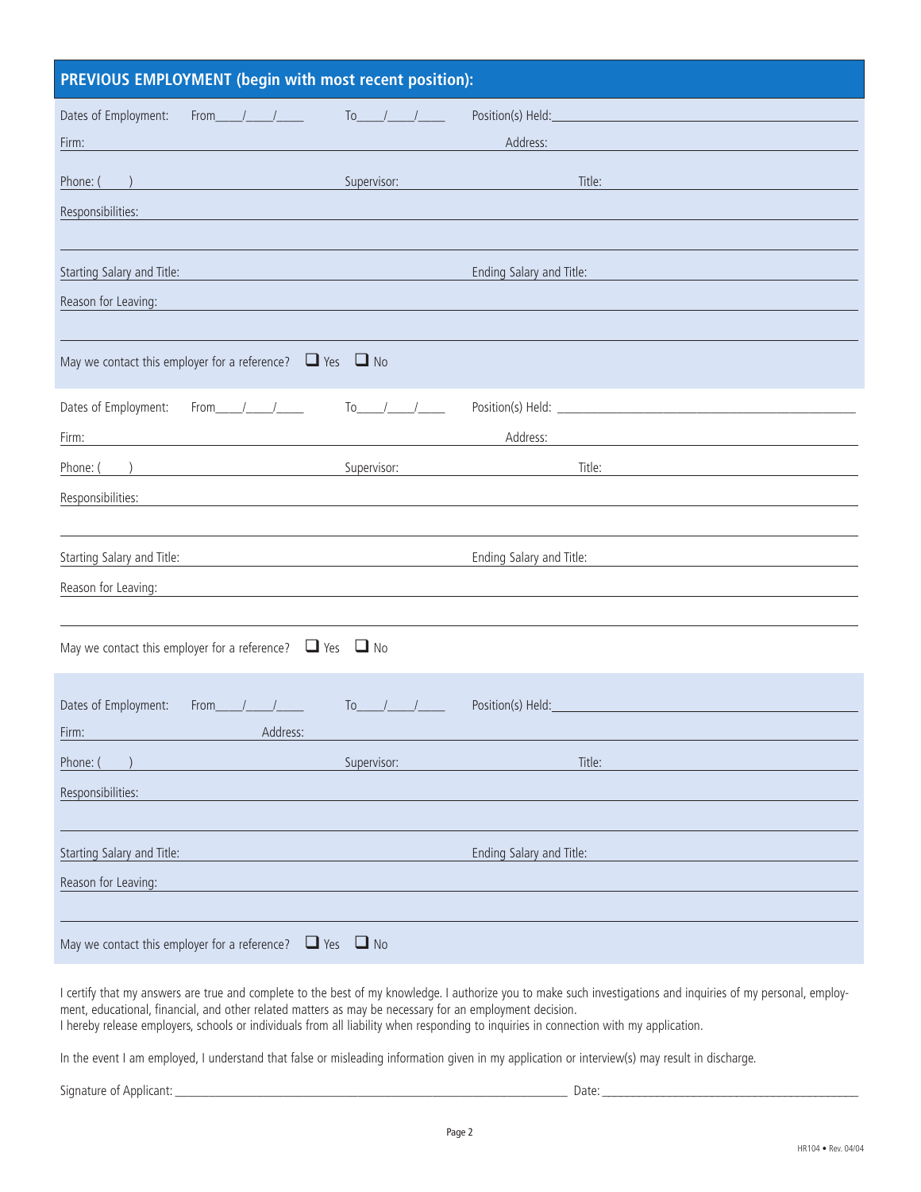## PREVIOUS EMPLOYMENT (begin with most recent position):

Dates of Employment: From____/____/_____ To____/____/_____ Position(s) Held:______________________________

Firm: ______________________________ Address: ______________________________

Phone: (     ) ______________________ Supervisor: ______________________ Title: ______________________

Responsibilities: ______________________________________________________________

______________________________________________________________

Starting Salary and Title: ______________________________ Ending Salary and Title: ______________________________

Reason for Leaving: ______________________________________________________________

______________________________________________________________

May we contact this employer for a reference? ❑ Yes ❑ No

Dates of Employment: From____/____/_____ To____/____/_____ Position(s) Held: ______________________________

Firm: ______________________________ Address: ______________________________

Phone: (     ) ______________________ Supervisor: ______________________ Title: ______________________

Responsibilities: ______________________________________________________________

______________________________________________________________

Starting Salary and Title: ______________________________ Ending Salary and Title: ______________________________

Reason for Leaving: ______________________________________________________________

______________________________________________________________

May we contact this employer for a reference? ❑ Yes ❑ No

Dates of Employment: From____/____/_____ To____/____/_____ Position(s) Held:______________________________

Firm: ______________________ Address: ______________________________

Phone: (     ) ______________________ Supervisor: ______________________ Title: ______________________

Responsibilities: ______________________________________________________________

______________________________________________________________

Starting Salary and Title: ______________________________ Ending Salary and Title: ______________________________

Reason for Leaving: ______________________________________________________________

______________________________________________________________

May we contact this employer for a reference? ❑ Yes ❑ No

I certify that my answers are true and complete to the best of my knowledge. I authorize you to make such investigations and inquiries of my personal, employment, educational, financial, and other related matters as may be necessary for an employment decision.
I hereby release employers, schools or individuals from all liability when responding to inquiries in connection with my application.

In the event I am employed, I understand that false or misleading information given in my application or interview(s) may result in discharge.

Signature of Applicant: ______________________________________________ Date: ______________________________

HR104 • Rev. 04/04